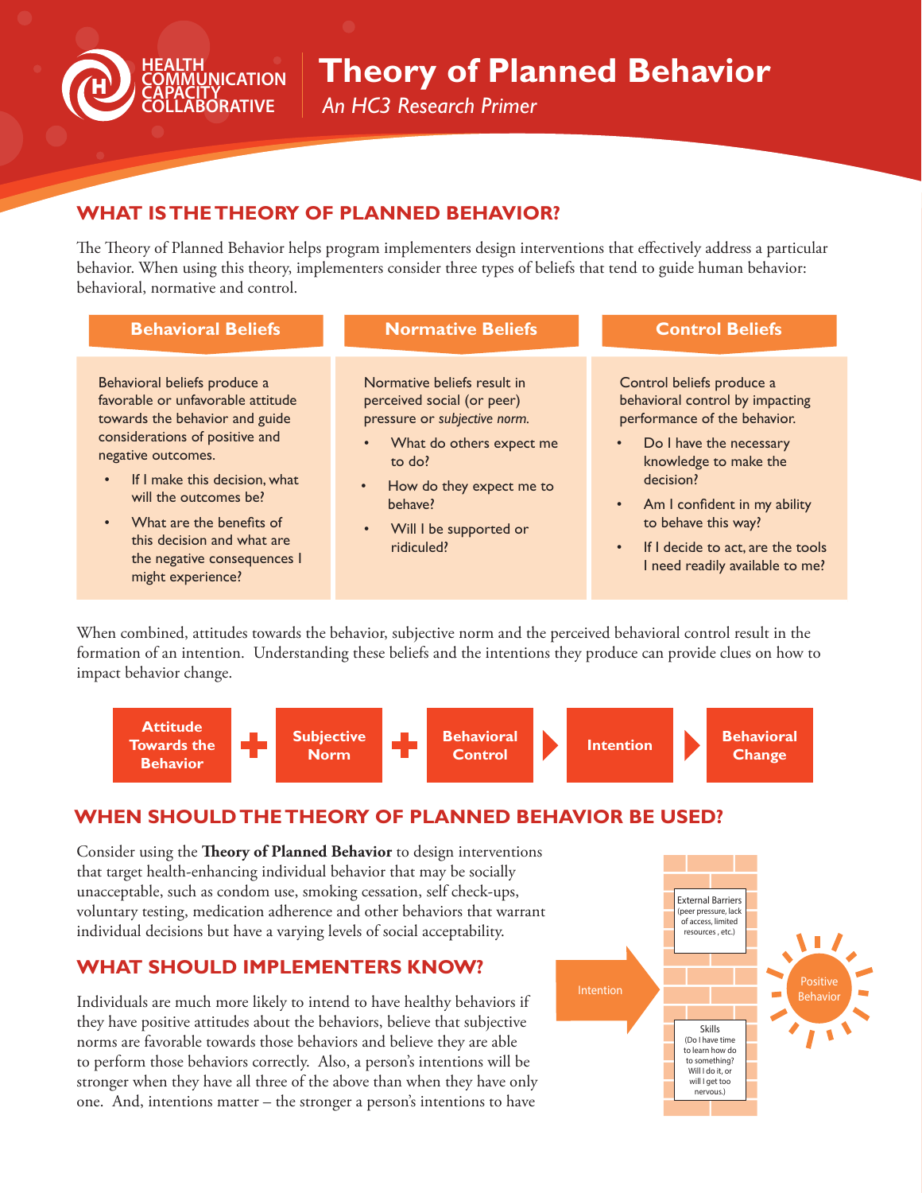HEALTH COMMUNICATION CAPACITY COLLABORATIVE

# Theory of Planned Behavior

*An HC3 Research Primer*

## WHAT IS THE THEORY OF PLANNED BEHAVIOR?

The Theory of Planned Behavior helps program implementers design interventions that effectively address a particular behavior. When using this theory, implementers consider three types of beliefs that tend to guide human behavior: behavioral, normative and control.

### Behavioral Beliefs

Behavioral beliefs produce a favorable or unfavorable attitude towards the behavior and guide considerations of positive and negative outcomes.

- If I make this decision, what will the outcomes be?
- What are the benefits of this decision and what are the negative consequences I might experience?

### Normative Beliefs

Normative beliefs result in perceived social (or peer) pressure or *subjective norm.*

- What do others expect me to do?
- How do they expect me to behave?
- Will I be supported or ridiculed?

### Control Beliefs

Control beliefs produce a behavioral control by impacting performance of the behavior.

- Do I have the necessary knowledge to make the decision?
- Am I confident in my ability to behave this way?
- If I decide to act, are the tools I need readily available to me?

When combined, attitudes towards the behavior, subjective norm and the perceived behavioral control result in the formation of an intention. Understanding these beliefs and the intentions they produce can provide clues on how to impact behavior change.

**Attitude Towards the Behavior** + **Subjective Norm** + **Behavioral Control** → **Intention** → **Behavioral Change**

## WHEN SHOULD THE THEORY OF PLANNED BEHAVIOR BE USED?

Consider using the **Theory of Planned Behavior** to design interventions that target health-enhancing individual behavior that may be socially unacceptable, such as condom use, smoking cessation, self check-ups, voluntary testing, medication adherence and other behaviors that warrant individual decisions but have a varying levels of social acceptability.

## WHAT SHOULD IMPLEMENTERS KNOW?

Individuals are much more likely to intend to have healthy behaviors if they have positive attitudes about the behaviors, believe that subjective norms are favorable towards those behaviors and believe they are able to perform those behaviors correctly. Also, a person's intentions will be stronger when they have all three of the above than when they have only one. And, intentions matter – the stronger a person's intentions to have

Intention → External Barriers (peer pressure, lack of access, limited resources, etc.) / Skills (Do I have time to learn how do to something? Will I do it, or will I get too nervous.) → Positive Behavior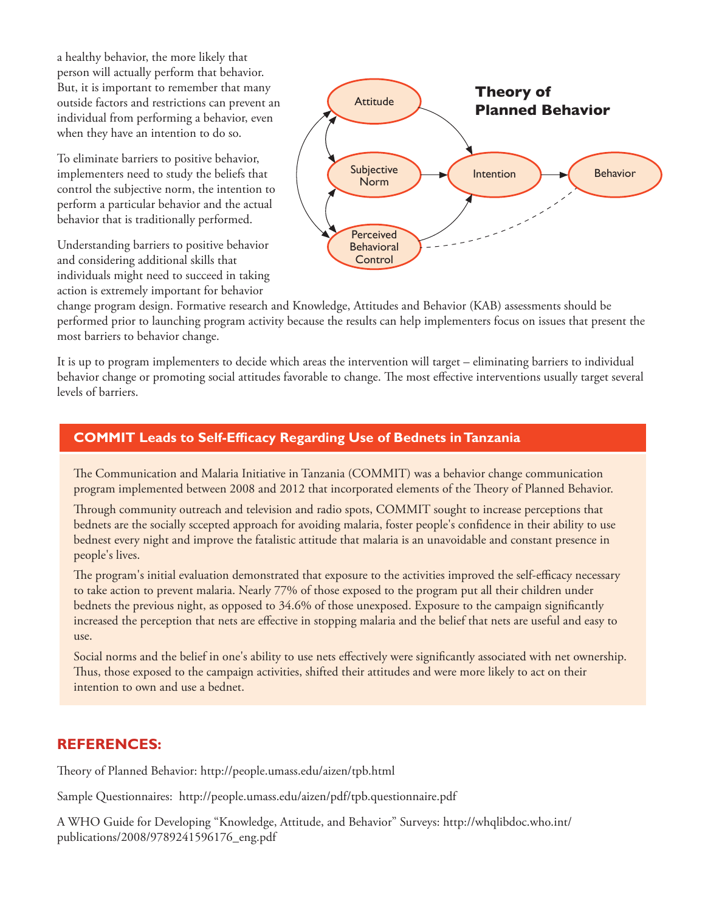a healthy behavior, the more likely that person will actually perform that behavior. But, it is important to remember that many outside factors and restrictions can prevent an individual from performing a behavior, even when they have an intention to do so.

To eliminate barriers to positive behavior, implementers need to study the beliefs that control the subjective norm, the intention to perform a particular behavior and the actual behavior that is traditionally performed.

Understanding barriers to positive behavior and considering additional skills that individuals might need to succeed in taking action is extremely important for behavior change program design. Formative research and Knowledge, Attitudes and Behavior (KAB) assessments should be performed prior to launching program activity because the results can help implementers focus on issues that present the most barriers to behavior change.

**Theory of Planned Behavior**

Attitude

Subjective Norm

Perceived Behavioral Control

Intention

Behavior

It is up to program implementers to decide which areas the intervention will target – eliminating barriers to individual behavior change or promoting social attitudes favorable to change. The most effective interventions usually target several levels of barriers.

## COMMIT Leads to Self-Efficacy Regarding Use of Bednets in Tanzania

The Communication and Malaria Initiative in Tanzania (COMMIT) was a behavior change communication program implemented between 2008 and 2012 that incorporated elements of the Theory of Planned Behavior.

Through community outreach and television and radio spots, COMMIT sought to increase perceptions that bednets are the socially sccepted approach for avoiding malaria, foster people's confidence in their ability to use bednest every night and improve the fatalistic attitude that malaria is an unavoidable and constant presence in people's lives.

The program's initial evaluation demonstrated that exposure to the activities improved the self-efficacy necessary to take action to prevent malaria. Nearly 77% of those exposed to the program put all their children under bednets the previous night, as opposed to 34.6% of those unexposed. Exposure to the campaign significantly increased the perception that nets are effective in stopping malaria and the belief that nets are useful and easy to use.

Social norms and the belief in one's ability to use nets effectively were significantly associated with net ownership. Thus, those exposed to the campaign activities, shifted their attitudes and were more likely to act on their intention to own and use a bednet.

## REFERENCES:

Theory of Planned Behavior: http://people.umass.edu/aizen/tpb.html

Sample Questionnaires: http://people.umass.edu/aizen/pdf/tpb.questionnaire.pdf

A WHO Guide for Developing "Knowledge, Attitude, and Behavior" Surveys: http://whqlibdoc.who.int/publications/2008/9789241596176_eng.pdf